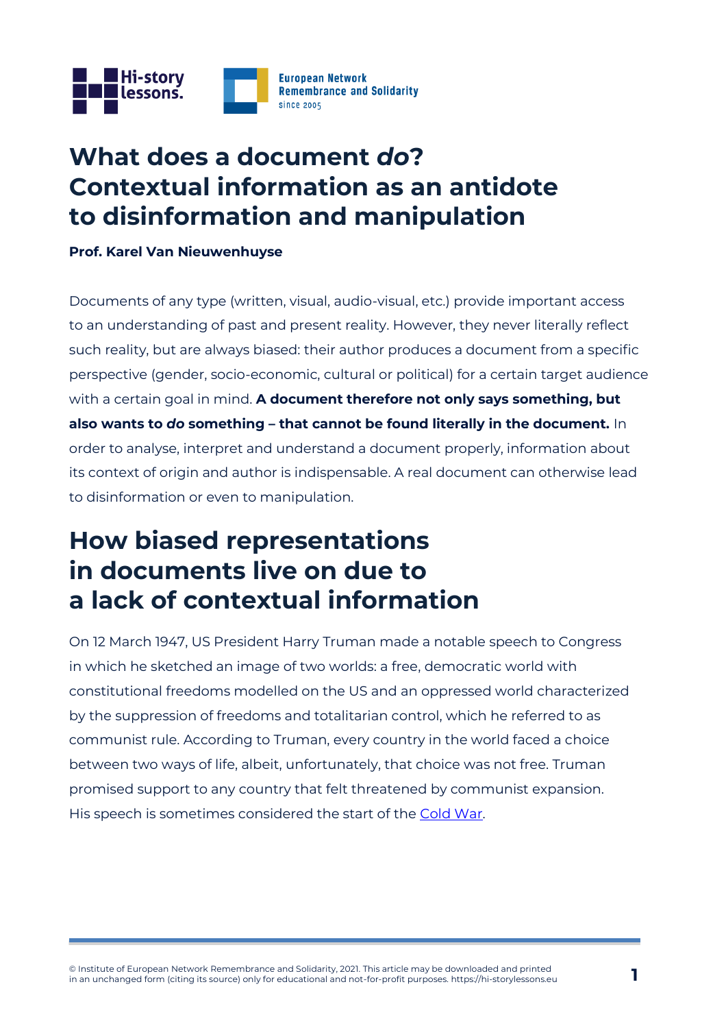# What does a document *do*? Contextual information as an antidote to disinformation and manipulation

**Prof. Karel Van Nieuwenhuyse**

Documents of any type (written, visual, audio-visual, etc.) provide important access to an understanding of past and present reality. However, they never literally reflect such reality, but are always biased: their author produces a document from a specific perspective (gender, socio-economic, cultural or political) for a certain target audience with a certain goal in mind. **A document therefore not only says something, but also wants to *do* something – that cannot be found literally in the document.** In order to analyse, interpret and understand a document properly, information about its context of origin and author is indispensable. A real document can otherwise lead to disinformation or even to manipulation.

## How biased representations in documents live on due to a lack of contextual information

On 12 March 1947, US President Harry Truman made a notable speech to Congress in which he sketched an image of two worlds: a free, democratic world with constitutional freedoms modelled on the US and an oppressed world characterized by the suppression of freedoms and totalitarian control, which he referred to as communist rule. According to Truman, every country in the world faced a choice between two ways of life, albeit, unfortunately, that choice was not free. Truman promised support to any country that felt threatened by communist expansion. His speech is sometimes considered the start of the Cold War.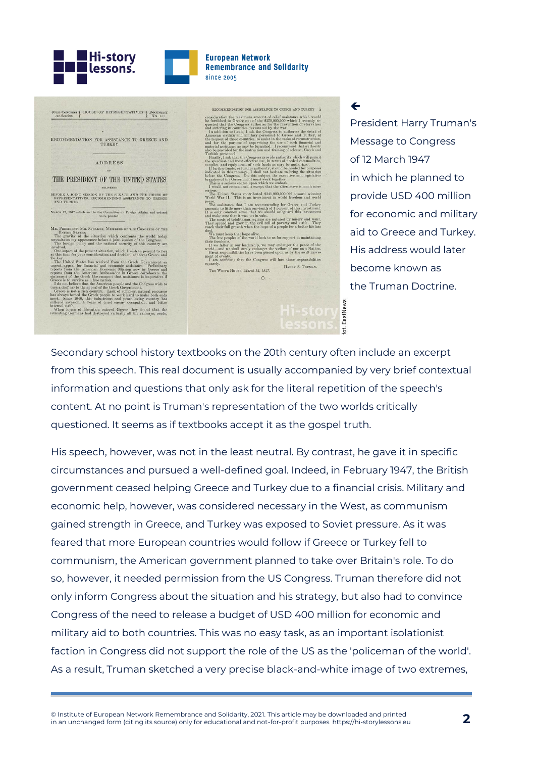President Harry Truman's Message to Congress of 12 March 1947 in which he planned to provide USD 400 million for economic and military aid to Greece and Turkey. His address would later become known as the Truman Doctrine.

Secondary school history textbooks on the 20th century often include an excerpt from this speech. This real document is usually accompanied by very brief contextual information and questions that only ask for the literal repetition of the speech's content. At no point is Truman's representation of the two worlds critically questioned. It seems as if textbooks accept it as the gospel truth.

His speech, however, was not in the least neutral. By contrast, he gave it in specific circumstances and pursued a well-defined goal. Indeed, in February 1947, the British government ceased helping Greece and Turkey due to a financial crisis. Military and economic help, however, was considered necessary in the West, as communism gained strength in Greece, and Turkey was exposed to Soviet pressure. As it was feared that more European countries would follow if Greece or Turkey fell to communism, the American government planned to take over Britain's role. To do so, however, it needed permission from the US Congress. Truman therefore did not only inform Congress about the situation and his strategy, but also had to convince Congress of the need to release a budget of USD 400 million for economic and military aid to both countries. This was no easy task, as an important isolationist faction in Congress did not support the role of the US as the 'policeman of the world'. As a result, Truman sketched a very precise black-and-white image of two extremes,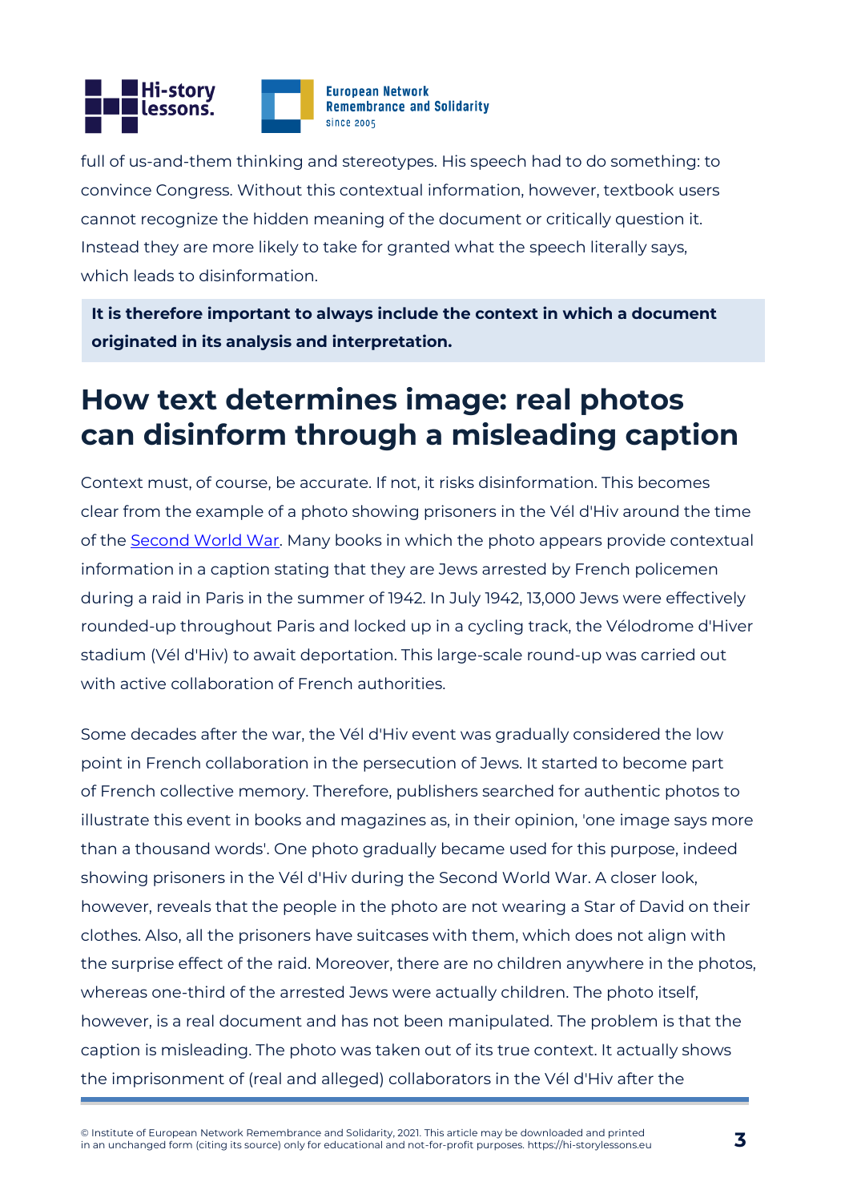full of us-and-them thinking and stereotypes. His speech had to do something: to convince Congress. Without this contextual information, however, textbook users cannot recognize the hidden meaning of the document or critically question it. Instead they are more likely to take for granted what the speech literally says, which leads to disinformation.

**It is therefore important to always include the context in which a document originated in its analysis and interpretation.**

## How text determines image: real photos can disinform through a misleading caption

Context must, of course, be accurate. If not, it risks disinformation. This becomes clear from the example of a photo showing prisoners in the Vél d'Hiv around the time of the Second World War. Many books in which the photo appears provide contextual information in a caption stating that they are Jews arrested by French policemen during a raid in Paris in the summer of 1942. In July 1942, 13,000 Jews were effectively rounded-up throughout Paris and locked up in a cycling track, the Vélodrome d'Hiver stadium (Vél d'Hiv) to await deportation. This large-scale round-up was carried out with active collaboration of French authorities.

Some decades after the war, the Vél d'Hiv event was gradually considered the low point in French collaboration in the persecution of Jews. It started to become part of French collective memory. Therefore, publishers searched for authentic photos to illustrate this event in books and magazines as, in their opinion, 'one image says more than a thousand words'. One photo gradually became used for this purpose, indeed showing prisoners in the Vél d'Hiv during the Second World War. A closer look, however, reveals that the people in the photo are not wearing a Star of David on their clothes. Also, all the prisoners have suitcases with them, which does not align with the surprise effect of the raid. Moreover, there are no children anywhere in the photos, whereas one-third of the arrested Jews were actually children. The photo itself, however, is a real document and has not been manipulated. The problem is that the caption is misleading. The photo was taken out of its true context. It actually shows the imprisonment of (real and alleged) collaborators in the Vél d'Hiv after the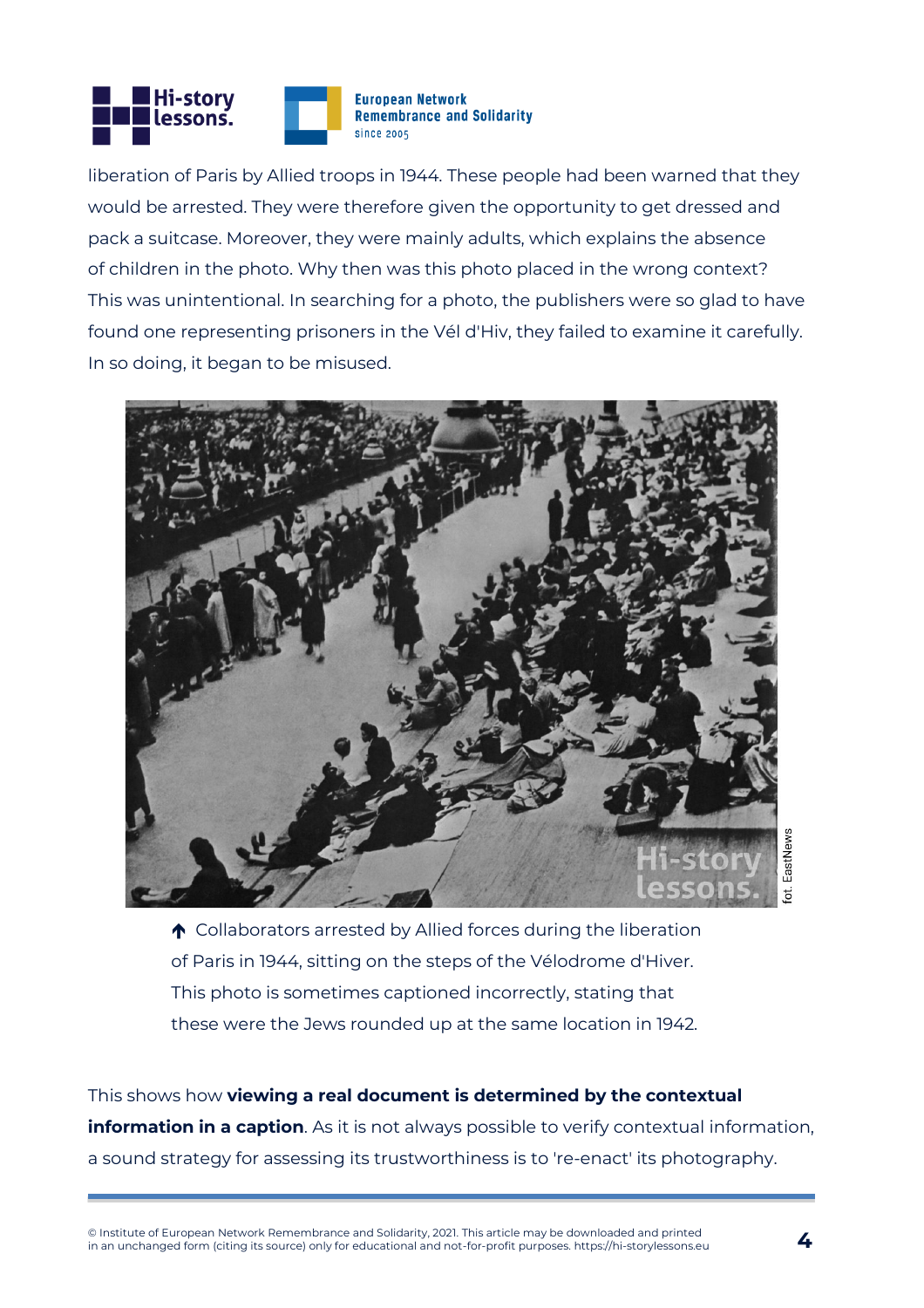liberation of Paris by Allied troops in 1944. These people had been warned that they would be arrested. They were therefore given the opportunity to get dressed and pack a suitcase. Moreover, they were mainly adults, which explains the absence of children in the photo. Why then was this photo placed in the wrong context? This was unintentional. In searching for a photo, the publishers were so glad to have found one representing prisoners in the Vél d'Hiv, they failed to examine it carefully. In so doing, it began to be misused.

↑ Collaborators arrested by Allied forces during the liberation of Paris in 1944, sitting on the steps of the Vélodrome d'Hiver. This photo is sometimes captioned incorrectly, stating that these were the Jews rounded up at the same location in 1942.

fot. EastNews

This shows how **viewing a real document is determined by the contextual information in a caption**. As it is not always possible to verify contextual information, a sound strategy for assessing its trustworthiness is to 're-enact' its photography.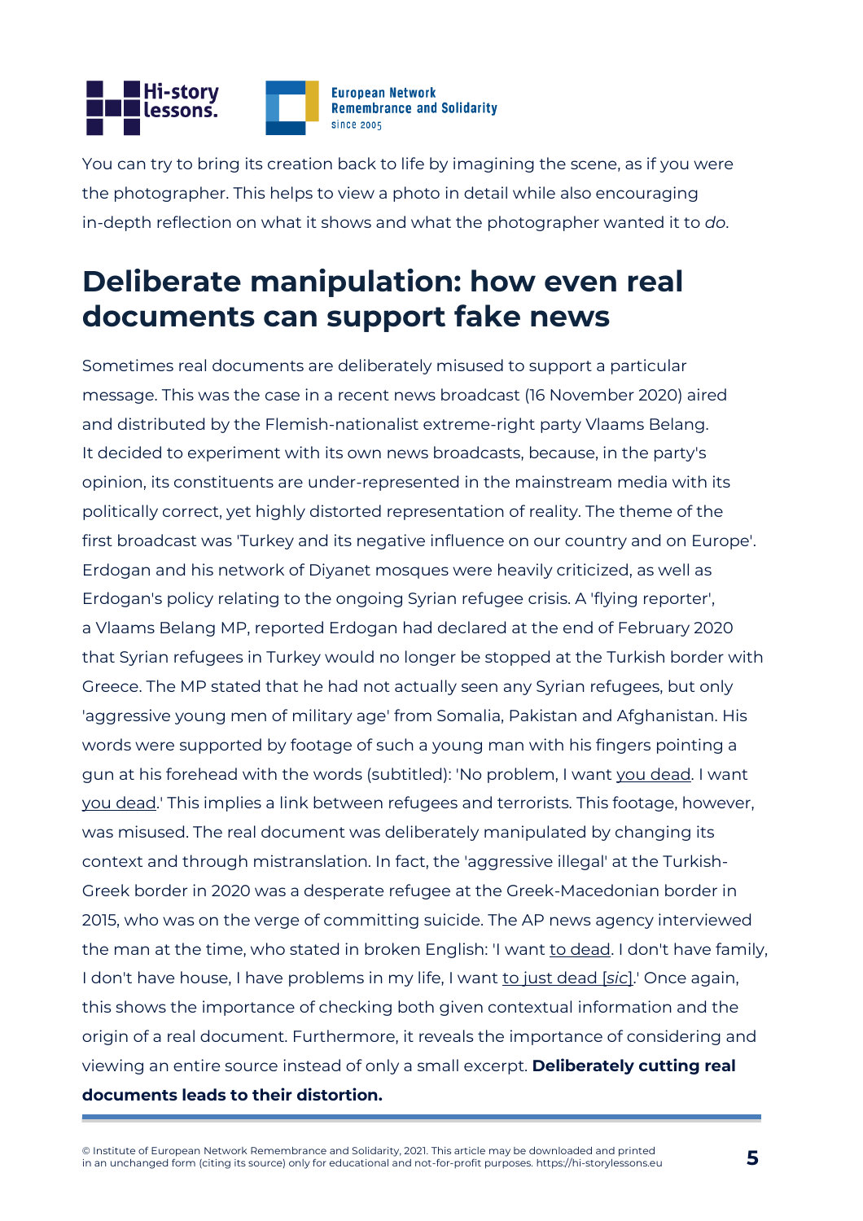You can try to bring its creation back to life by imagining the scene, as if you were the photographer. This helps to view a photo in detail while also encouraging in-depth reflection on what it shows and what the photographer wanted it to *do*.

## Deliberate manipulation: how even real documents can support fake news

Sometimes real documents are deliberately misused to support a particular message. This was the case in a recent news broadcast (16 November 2020) aired and distributed by the Flemish-nationalist extreme-right party Vlaams Belang. It decided to experiment with its own news broadcasts, because, in the party's opinion, its constituents are under-represented in the mainstream media with its politically correct, yet highly distorted representation of reality. The theme of the first broadcast was 'Turkey and its negative influence on our country and on Europe'. Erdogan and his network of Diyanet mosques were heavily criticized, as well as Erdogan's policy relating to the ongoing Syrian refugee crisis. A 'flying reporter', a Vlaams Belang MP, reported Erdogan had declared at the end of February 2020 that Syrian refugees in Turkey would no longer be stopped at the Turkish border with Greece. The MP stated that he had not actually seen any Syrian refugees, but only 'aggressive young men of military age' from Somalia, Pakistan and Afghanistan. His words were supported by footage of such a young man with his fingers pointing a gun at his forehead with the words (subtitled): 'No problem, I want <u>you dead</u>. I want <u>you dead</u>.' This implies a link between refugees and terrorists. This footage, however, was misused. The real document was deliberately manipulated by changing its context and through mistranslation. In fact, the 'aggressive illegal' at the Turkish-Greek border in 2020 was a desperate refugee at the Greek-Macedonian border in 2015, who was on the verge of committing suicide. The AP news agency interviewed the man at the time, who stated in broken English: 'I want <u>to dead</u>. I don't have family, I don't have house, I have problems in my life, I want <u>to just dead [*sic*]</u>.' Once again, this shows the importance of checking both given contextual information and the origin of a real document. Furthermore, it reveals the importance of considering and viewing an entire source instead of only a small excerpt. **Deliberately cutting real documents leads to their distortion.**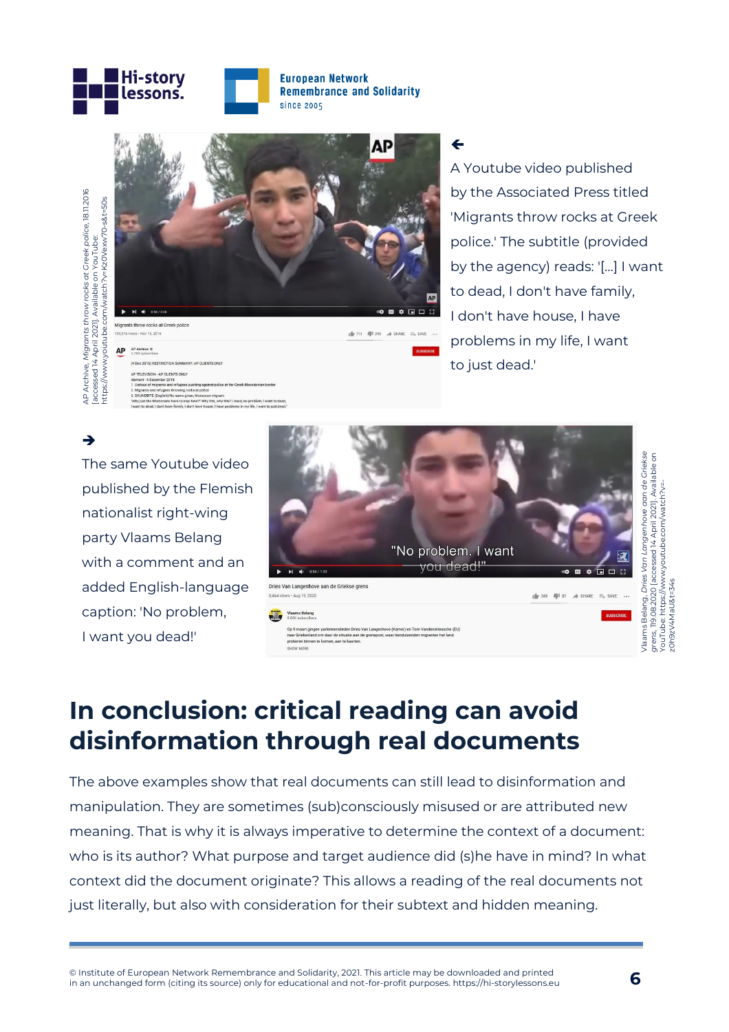←

A Youtube video published by the Associated Press titled 'Migrants throw rocks at Greek police.' The subtitle (provided by the agency) reads: '[...] I want to dead, I don't have family, I don't have house, I have problems in my life, I want to just dead.'

AP Archive, *Migrants throw rocks at Greek police*, 18.11.2016 [accessed 14 April 2021]. Available on YouTube: https://www.youtube.com/watch?v=Kz0Vexw70-s&t=50s

→

The same Youtube video published by the Flemish nationalist right-wing party Vlaams Belang with a comment and an added English-language caption: 'No problem, I want you dead!'

Vlaams Belang, *Dries Van Langenhove aan de Griekse grens*, 19.08.2020 [accessed 14 April 2021]. Available on YouTube: https://www.youtube.com/watch?v=z0h9zV4MaU&t=34s

## In conclusion: critical reading can avoid disinformation through real documents

The above examples show that real documents can still lead to disinformation and manipulation. They are sometimes (sub)consciously misused or are attributed new meaning. That is why it is always imperative to determine the context of a document: who is its author? What purpose and target audience did (s)he have in mind? In what context did the document originate? This allows a reading of the real documents not just literally, but also with consideration for their subtext and hidden meaning.

© Institute of European Network Remembrance and Solidarity, 2021. This article may be downloaded and printed in an unchanged form (citing its source) only for educational and not-for-profit purposes. https://hi-storylessons.eu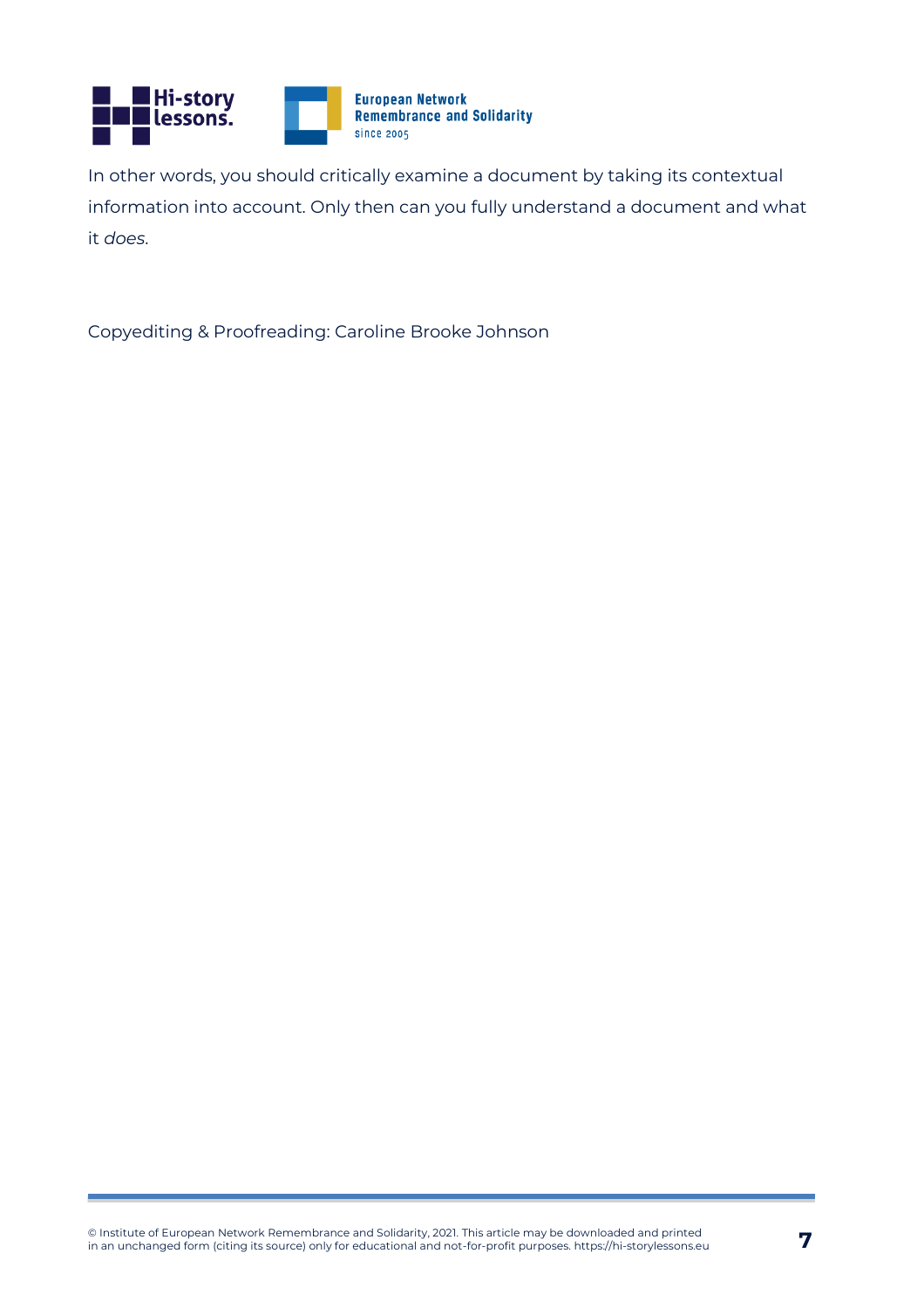In other words, you should critically examine a document by taking its contextual information into account. Only then can you fully understand a document and what it *does*.

Copyediting & Proofreading: Caroline Brooke Johnson